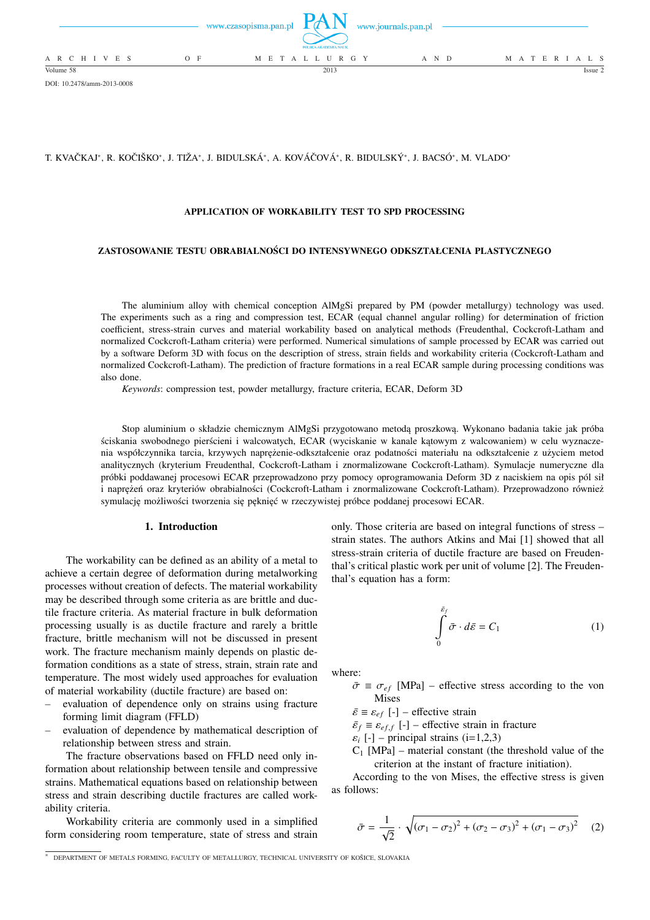DOI: 10.2478/amm-2013-0008

T. KVAČKAJ*, R. KOČIŠKO*, J. TIŽA*, J. BIDULSKÁ*, A. KOVÁČOVÁ*, R. BIDULSKÝ*, J. BACSÓ*, M. VLADO*

# APPLICATION OF WORKABILITY TEST TO SPD PROCESSING

# ZASTOSOWANIE TESTU OBRABIALNOŚCI DO INTENSYWNEGO ODKSZTAŁCENIA PLASTYCZNEGO

The aluminium alloy with chemical conception AlMgSi prepared by PM (powder metallurgy) technology was used. The experiments such as a ring and compression test, ECAR (equal channel angular rolling) for determination of friction coefficient, stress-strain curves and material workability based on analytical methods (Freudenthal, Cockcroft-Latham and normalized Cockcroft-Latham criteria) were performed. Numerical simulations of sample processed by ECAR was carried out by a software Deform 3D with focus on the description of stress, strain fields and workability criteria (Cockcroft-Latham and normalized Cockcroft-Latham). The prediction of fracture formations in a real ECAR sample during processing conditions was also done.

*Keywords*: compression test, powder metallurgy, fracture criteria, ECAR, Deform 3D

Stop aluminium o składzie chemicznym AlMgSi przygotowano metodą proszkową. Wykonano badania takie jak próba ściskania swobodnego pierścieni i walcowatych, ECAR (wyciskanie w kanale kątowym z walcowaniem) w celu wyznaczenia współczynnika tarcia, krzywych naprężenie-odkształcenie oraz podatności materiału na odkształcenie z użyciem metod analitycznych (kryterium Freudenthal, Cockcroft-Latham i znormalizowane Cockcroft-Latham). Symulacje numeryczne dla próbki poddawanej procesowi ECAR przeprowadzono przy pomocy oprogramowania Deform 3D z naciskiem na opis pól sił i naprężeń oraz kryteriów obrabialności (Cockcroft-Latham i znormalizowane Cockcroft-Latham). Przeprowadzono również symulację możliwości tworzenia się pęknięć w rzeczywistej próbce poddanej procesowi ECAR.

## 1. Introduction

The workability can be defined as an ability of a metal to achieve a certain degree of deformation during metalworking processes without creation of defects. The material workability may be described through some criteria as are brittle and ductile fracture criteria. As material fracture in bulk deformation processing usually is as ductile fracture and rarely a brittle fracture, brittle mechanism will not be discussed in present work. The fracture mechanism mainly depends on plastic deformation conditions as a state of stress, strain, strain rate and temperature. The most widely used approaches for evaluation of material workability (ductile fracture) are based on:

- evaluation of dependence only on strains using fracture forming limit diagram (FFLD)
- evaluation of dependence by mathematical description of relationship between stress and strain.

The fracture observations based on FFLD need only information about relationship between tensile and compressive strains. Mathematical equations based on relationship between stress and strain describing ductile fractures are called workability criteria.

Workability criteria are commonly used in a simplified form considering room temperature, state of stress and strain only. Those criteria are based on integral functions of stress – strain states. The authors Atkins and Mai [1] showed that all stress-strain criteria of ductile fracture are based on Freudenthal's critical plastic work per unit of volume [2]. The Freudenthal's equation has a form:

$$\int_{0}^{\bar{\varepsilon}_f} \bar{\sigma} \cdot d\bar{\varepsilon} = C_1 \tag{1}$$

where:

$\bar{\sigma} \equiv \sigma_{ef}$ [MPa] – effective stress according to the von Mises

$\bar{\varepsilon} \equiv \varepsilon_{ef}$ [-] – effective strain

$\bar{\varepsilon}_f \equiv \varepsilon_{ef,f}$ [-] – effective strain in fracture

$\varepsilon_i$ [-] – principal strains (i=1,2,3)

$C_1$ [MPa] – material constant (the threshold value of the criterion at the instant of fracture initiation).

According to the von Mises, the effective stress is given as follows:

$$\bar{\sigma} = \frac{1}{\sqrt{2}} \cdot \sqrt{(\sigma_1 - \sigma_2)^2 + (\sigma_2 - \sigma_3)^2 + (\sigma_1 - \sigma_3)^2} \tag{2}$$

* DEPARTMENT OF METALS FORMING, FACULTY OF METALLURGY, TECHNICAL UNIVERSITY OF KOŠICE, SLOVAKIA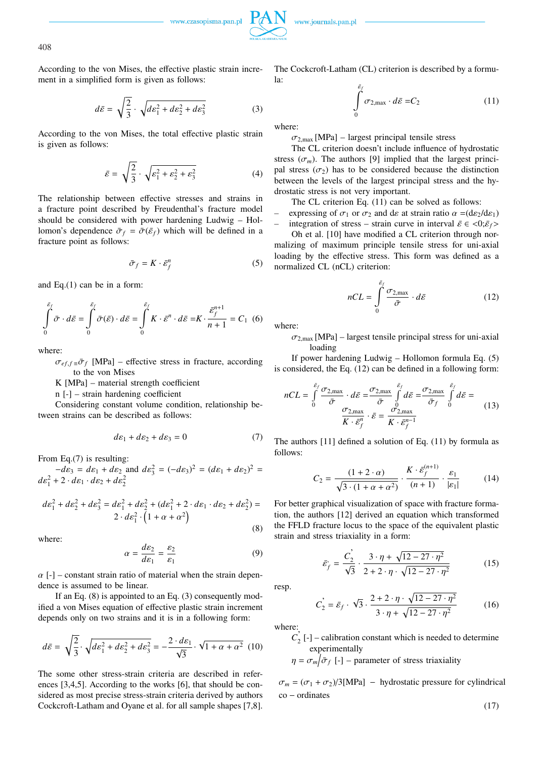According to the von Mises, the effective plastic strain increment in a simplified form is given as follows:

$$d\bar{\varepsilon} = \sqrt{\frac{2}{3}} \cdot \sqrt{d\varepsilon_1^2 + d\varepsilon_2^2 + d\varepsilon_3^2} \tag{3}$$

According to the von Mises, the total effective plastic strain is given as follows:

$$\bar{\varepsilon} = \sqrt{\frac{2}{3}} \cdot \sqrt{\varepsilon_1^2 + \varepsilon_2^2 + \varepsilon_3^2} \tag{4}$$

The relationship between effective stresses and strains in a fracture point described by Freudenthal's fracture model should be considered with power hardening Ludwig – Hollomon's dependence $\bar{\sigma}_f = \bar{\sigma}(\bar{\varepsilon}_f)$ which will be defined in a fracture point as follows:

$$\bar{\sigma}_f = K \cdot \bar{\varepsilon}_f^n \tag{5}$$

and Eq.(1) can be in a form:

$$\int_0^{\bar{\varepsilon}_f} \bar{\sigma} \cdot d\bar{\varepsilon} = \int_0^{\bar{\varepsilon}_f} \bar{\sigma}(\bar{\varepsilon}) \cdot d\bar{\varepsilon} = \int_0^{\bar{\varepsilon}_f} K \cdot \bar{\varepsilon}^n \cdot d\bar{\varepsilon} = K \cdot \frac{\bar{\varepsilon}_f^{n+1}}{n+1} = C_1 \tag{6}$$

where:

$\sigma_{ef,f} \equiv \bar{\sigma}_f$ [MPa] – effective stress in fracture, according to the von Mises

K [MPa] – material strength coefficient

n [-] – strain hardening coefficient

Considering constant volume condition, relationship between strains can be described as follows:

$$d\varepsilon_1 + d\varepsilon_2 + d\varepsilon_3 = 0 \tag{7}$$

From Eq.(7) is resulting:
$-d\varepsilon_3 = d\varepsilon_1 + d\varepsilon_2$ and $d\varepsilon_3^2 = (-d\varepsilon_3)^2 = (d\varepsilon_1 + d\varepsilon_2)^2 = d\varepsilon_1^2 + 2 \cdot d\varepsilon_1 \cdot d\varepsilon_2 + d\varepsilon_2^2$

$$d\varepsilon_1^2 + d\varepsilon_2^2 + d\varepsilon_3^2 = d\varepsilon_1^2 + d\varepsilon_2^2 + (d\varepsilon_1^2 + 2 \cdot d\varepsilon_1 \cdot d\varepsilon_2 + d\varepsilon_2^2) = 2 \cdot d\varepsilon_1^2 \cdot \left(1 + \alpha + \alpha^2\right) \tag{8}$$

where:

$$\alpha = \frac{d\varepsilon_2}{d\varepsilon_1} = \frac{\varepsilon_2}{\varepsilon_1} \tag{9}$$

$\alpha$ [-] – constant strain ratio of material when the strain dependence is assumed to be linear.

If an Eq. (8) is appointed to an Eq. (3) consequently modified a von Mises equation of effective plastic strain increment depends only on two strains and it is in a following form:

$$d\bar{\varepsilon} = \sqrt{\frac{2}{3}} \cdot \sqrt{d\varepsilon_1^2 + d\varepsilon_2^2 + d\varepsilon_3^2} = -\frac{2 \cdot d\varepsilon_1}{\sqrt{3}} \cdot \sqrt{1 + \alpha + \alpha^2} \tag{10}$$

The some other stress-strain criteria are described in references [3,4,5]. According to the works [6], that should be considered as most precise stress-strain criteria derived by authors Cockcroft-Latham and Oyane et al. for all sample shapes [7,8].

The Cockcroft-Latham (CL) criterion is described by a formula:

$$\int_0^{\bar{\varepsilon}_f} \sigma_{2,\max} \cdot d\bar{\varepsilon} = C_2 \tag{11}$$

where:

$\sigma_{2,\max}$ [MPa] – largest principal tensile stress

The CL criterion doesn't include influence of hydrostatic stress ($\sigma_m$). The authors [9] implied that the largest principal stress ($\sigma_2$) has to be considered because the distinction between the levels of the largest principal stress and the hydrostatic stress is not very important.

The CL criterion Eq. (11) can be solved as follows:

- expressing of $\sigma_1$ or $\sigma_2$ and $d\varepsilon$ at strain ratio $\alpha = (d\varepsilon_2/d\varepsilon_1)$
- integration of stress – strain curve in interval $\bar{\varepsilon} \in <0;\bar{\varepsilon}_f>$

Oh et al. [10] have modified a CL criterion through normalizing of maximum principle tensile stress for uni-axial loading by the effective stress. This form was defined as a normalized CL (nCL) criterion:

$$nCL = \int_0^{\bar{\varepsilon}_f} \frac{\sigma_{2,\max}}{\bar{\sigma}} \cdot d\bar{\varepsilon} \tag{12}$$

where:

$\sigma_{2,\max}$ [MPa] – largest tensile principal stress for uni-axial loading

If power hardening Ludwig – Hollomon formula Eq. (5) is considered, the Eq. (12) can be defined in a following form:

$$nCL = \int_0^{\bar{\varepsilon}_f} \frac{\sigma_{2,\max}}{\bar{\sigma}} \cdot d\bar{\varepsilon} = \frac{\sigma_{2,\max}}{\bar{\sigma}} \int_0^{\bar{\varepsilon}_f} d\bar{\varepsilon} = \frac{\sigma_{2,\max}}{\bar{\sigma}_f} \int_0^{\bar{\varepsilon}_f} d\bar{\varepsilon} = \frac{\sigma_{2,\max}}{K \cdot \bar{\varepsilon}_f^n} \cdot \bar{\varepsilon} = \frac{\sigma_{2,\max}}{K \cdot \bar{\varepsilon}_f^{n-1}} \tag{13}$$

The authors [11] defined a solution of Eq. (11) by formula as follows:

$$C_2 = \frac{(1 + 2 \cdot \alpha)}{\sqrt{3 \cdot (1 + \alpha + \alpha^2)}} \cdot \frac{K \cdot \bar{\varepsilon}_f^{(n+1)}}{(n+1)} \cdot \frac{\varepsilon_1}{|\varepsilon_1|} \tag{14}$$

For better graphical visualization of space with fracture formation, the authors [12] derived an equation which transformed the FFLD fracture locus to the space of the equivalent plastic strain and stress triaxiality in a form:

$$\bar{\varepsilon}_f = \frac{C_2^{'}}{\sqrt{3}} \cdot \frac{3 \cdot \eta + \sqrt{12 - 27 \cdot \eta^2}}{2 + 2 \cdot \eta \cdot \sqrt{12 - 27 \cdot \eta^2}} \tag{15}$$

resp.

$$C_2^{'} = \bar{\varepsilon}_f \cdot \sqrt{3} \cdot \frac{2 + 2 \cdot \eta \cdot \sqrt{12 - 27 \cdot \eta^2}}{3 \cdot \eta + \sqrt{12 - 27 \cdot \eta^2}} \tag{16}$$

where:

$C_2^{'}$ [-] – calibration constant which is needed to determine experimentally

$\eta = \sigma_m / \bar{\sigma}_f$ [-] – parameter of stress triaxiality

$$\sigma_m = (\sigma_1 + \sigma_2)/3 \text{[MPa]} \; – \; \text{hydrostatic pressure for cylindrical co – ordinates} \tag{17}$$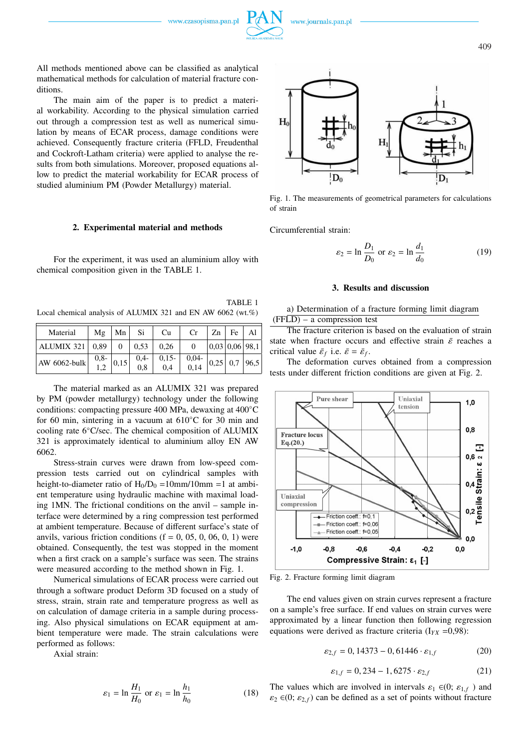All methods mentioned above can be classified as analytical mathematical methods for calculation of material fracture conditions.

The main aim of the paper is to predict a material workability. According to the physical simulation carried out through a compression test as well as numerical simulation by means of ECAR process, damage conditions were achieved. Consequently fracture criteria (FFLD, Freudenthal and Cockroft-Latham criteria) were applied to analyse the results from both simulations. Moreover, proposed equations allow to predict the material workability for ECAR process of studied aluminium PM (Powder Metallurgy) material.

## 2. Experimental material and methods

For the experiment, it was used an aluminium alloy with chemical composition given in the TABLE 1.

TABLE 1

Local chemical analysis of ALUMIX 321 and EN AW 6062 (wt.%)

| Material | Mg | Mn | Si | Cu | Cr | Zn | Fe | Al |
|---|---|---|---|---|---|---|---|---|
| ALUMIX 321 | 0,89 | 0 | 0,53 | 0,26 | 0 | 0,03 | 0,06 | 98,1 |
| AW 6062-bulk | 0,8-1,2 | 0,15 | 0,4-0,8 | 0,15-0,4 | 0,04-0,14 | 0,25 | 0,7 | 96,5 |

The material marked as an ALUMIX 321 was prepared by PM (powder metallurgy) technology under the following conditions: compacting pressure 400 MPa, dewaxing at 400°C for 60 min, sintering in a vacuum at 610°C for 30 min and cooling rate 6°C/sec. The chemical composition of ALUMIX 321 is approximately identical to aluminium alloy EN AW 6062.

Stress-strain curves were drawn from low-speed compression tests carried out on cylindrical samples with height-to-diameter ratio of $H_0/D_0$ =10mm/10mm =1 at ambient temperature using hydraulic machine with maximal loading 1MN. The frictional conditions on the anvil – sample interface were determined by a ring compression test performed at ambient temperature. Because of different surface's state of anvils, various friction conditions (f = 0, 05, 0, 06, 0, 1) were obtained. Consequently, the test was stopped in the moment when a first crack on a sample's surface was seen. The strains were measured according to the method shown in Fig. 1.

Numerical simulations of ECAR process were carried out through a software product Deform 3D focused on a study of stress, strain, strain rate and temperature progress as well as on calculation of damage criteria in a sample during processing. Also physical simulations on ECAR equipment at ambient temperature were made. The strain calculations were performed as follows:

Axial strain:

$$\varepsilon_1 = \ln \frac{H_1}{H_0} \text{ or } \varepsilon_1 = \ln \frac{h_1}{h_0} \tag{18}$$

Fig. 1. The measurements of geometrical parameters for calculations of strain

Circumferential strain:

$$\varepsilon_2 = \ln \frac{D_1}{D_0} \text{ or } \varepsilon_2 = \ln \frac{d_1}{d_0} \tag{19}$$

## 3. Results and discussion

a) Determination of a fracture forming limit diagram (FFLD) – a compression test

The fracture criterion is based on the evaluation of strain state when fracture occurs and effective strain $\bar{\varepsilon}$ reaches a critical value $\bar{\varepsilon}_f$ i.e. $\bar{\varepsilon} = \bar{\varepsilon}_f$.

The deformation curves obtained from a compression tests under different friction conditions are given at Fig. 2.

Fig. 2. Fracture forming limit diagram

The end values given on strain curves represent a fracture on a sample's free surface. If end values on strain curves were approximated by a linear function then following regression equations were derived as fracture criteria ($I_{YX}$ =0,98):

$$\varepsilon_{2,f} = 0,14373 - 0,61446 \cdot \varepsilon_{1,f} \tag{20}$$

$$\varepsilon_{1,f} = 0,234 - 1,6275 \cdot \varepsilon_{2,f} \tag{21}$$

The values which are involved in intervals $\varepsilon_1 \in (0; \varepsilon_{1,f})$ and $\varepsilon_2 \in (0; \varepsilon_{2,f})$ can be defined as a set of points without fracture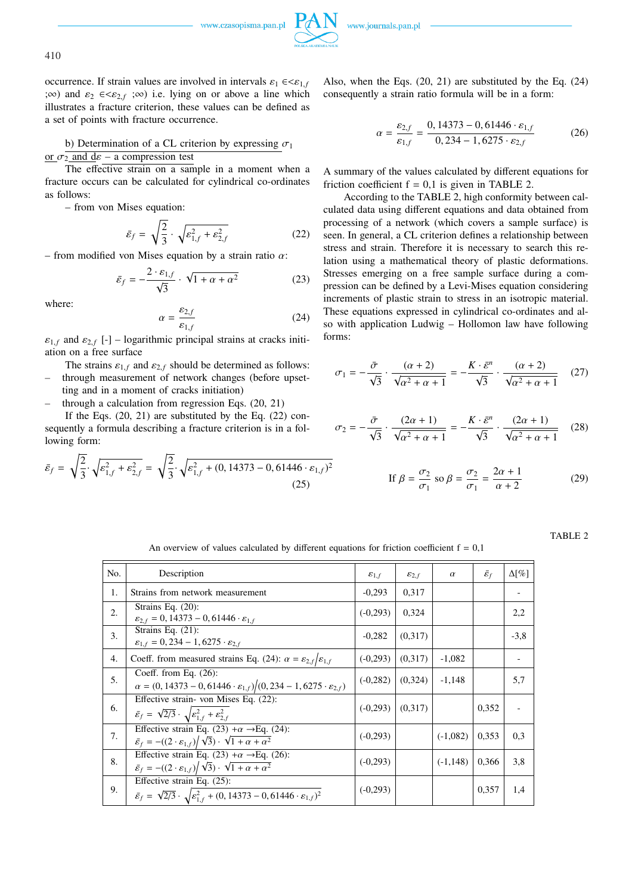occurrence. If strain values are involved in intervals $\varepsilon_1 \in <\varepsilon_{1,f}$ ;∞) and $\varepsilon_2 \in <\varepsilon_{2,f}$ ;∞) i.e. lying on or above a line which illustrates a fracture criterion, these values can be defined as a set of points with fracture occurrence.

b) Determination of a CL criterion by expressing $\sigma_1$ or $\sigma_2$ and $d\varepsilon$ – a compression test

The effective strain on a sample in a moment when a fracture occurs can be calculated for cylindrical co-ordinates as follows:

– from von Mises equation:

$$\bar{\varepsilon}_f = \sqrt{\frac{2}{3}} \cdot \sqrt{\varepsilon_{1,f}^2 + \varepsilon_{2,f}^2} \tag{22}$$

– from modified von Mises equation by a strain ratio $\alpha$:

$$\bar{\varepsilon}_f = -\frac{2 \cdot \varepsilon_{1,f}}{\sqrt{3}} \cdot \sqrt{1 + \alpha + \alpha^2} \tag{23}$$

where:

$$\alpha = \frac{\varepsilon_{2,f}}{\varepsilon_{1,f}} \tag{24}$$

$\varepsilon_{1,f}$ and $\varepsilon_{2,f}$ [-] – logarithmic principal strains at cracks initiation on a free surface

The strains $\varepsilon_{1,f}$ and $\varepsilon_{2,f}$ should be determined as follows:

- through measurement of network changes (before upsetting and in a moment of cracks initiation)
- through a calculation from regression Eqs. (20, 21)

If the Eqs. (20, 21) are substituted by the Eq. (22) consequently a formula describing a fracture criterion is in a following form:

$$\bar{\varepsilon}_f = \sqrt{\frac{2}{3}} \cdot \sqrt{\varepsilon_{1,f}^2 + \varepsilon_{2,f}^2} = \sqrt{\frac{2}{3}} \cdot \sqrt{\varepsilon_{1,f}^2 + (0,14373 - 0,61446 \cdot \varepsilon_{1,f})^2} \tag{25}$$

Also, when the Eqs. (20, 21) are substituted by the Eq. (24) consequently a strain ratio formula will be in a form:

$$\alpha = \frac{\varepsilon_{2,f}}{\varepsilon_{1,f}} = \frac{0,14373 - 0,61446 \cdot \varepsilon_{1,f}}{0,234 - 1,6275 \cdot \varepsilon_{2,f}} \tag{26}$$

A summary of the values calculated by different equations for friction coefficient f = 0,1 is given in TABLE 2.

According to the TABLE 2, high conformity between calculated data using different equations and data obtained from processing of a network (which covers a sample surface) is seen. In general, a CL criterion defines a relationship between stress and strain. Therefore it is necessary to search this relation using a mathematical theory of plastic deformations. Stresses emerging on a free sample surface during a compression can be defined by a Levi-Mises equation considering increments of plastic strain to stress in an isotropic material. These equations expressed in cylindrical co-ordinates and also with application Ludwig – Hollomon law have following forms:

$$\sigma_1 = -\frac{\bar{\sigma}}{\sqrt{3}} \cdot \frac{(\alpha + 2)}{\sqrt{\alpha^2 + \alpha + 1}} = -\frac{K \cdot \bar{\varepsilon}^n}{\sqrt{3}} \cdot \frac{(\alpha + 2)}{\sqrt{\alpha^2 + \alpha + 1}} \tag{27}$$

$$\sigma_2 = -\frac{\bar{\sigma}}{\sqrt{3}} \cdot \frac{(2\alpha + 1)}{\sqrt{\alpha^2 + \alpha + 1}} = -\frac{K \cdot \bar{\varepsilon}^n}{\sqrt{3}} \cdot \frac{(2\alpha + 1)}{\sqrt{\alpha^2 + \alpha + 1}} \tag{28}$$

$$\text{If } \beta = \frac{\sigma_2}{\sigma_1} \text{ so } \beta = \frac{\sigma_2}{\sigma_1} = \frac{2\alpha + 1}{\alpha + 2} \tag{29}$$

TABLE 2

An overview of values calculated by different equations for friction coefficient f = 0,1

| No. | Description | $\varepsilon_{1,f}$ | $\varepsilon_{2,f}$ | $\alpha$ | $\bar{\varepsilon}_f$ | Δ[%] |
|---|---|---|---|---|---|---|
| 1. | Strains from network measurement | -0,293 | 0,317 | | | - |
| 2. | Strains Eq. (20): $\varepsilon_{2,f} = 0,14373 - 0,61446 \cdot \varepsilon_{1,f}$ | (-0,293) | 0,324 | | | 2,2 |
| 3. | Strains Eq. (21): $\varepsilon_{1,f} = 0,234 - 1,6275 \cdot \varepsilon_{2,f}$ | -0,282 | (0,317) | | | -3,8 |
| 4. | Coeff. from measured strains Eq. (24): $\alpha = \varepsilon_{2,f}/\varepsilon_{1,f}$ | (-0,293) | (0,317) | -1,082 | | - |
| 5. | Coeff. from Eq. (26): $\alpha = (0,14373 - 0,61446 \cdot \varepsilon_{1,f})/(0,234 - 1,6275 \cdot \varepsilon_{2,f})$ | (-0,282) | (0,324) | -1,148 | | 5,7 |
| 6. | Effective strain- von Mises Eq. (22): $\bar{\varepsilon}_f = \sqrt{2/3} \cdot \sqrt{\varepsilon_{1,f}^2 + \varepsilon_{2,f}^2}$ | (-0,293) | (0,317) | | 0,352 | - |
| 7. | Effective strain Eq. (23) $+\alpha \rightarrow$Eq. (24): $\bar{\varepsilon}_f = -((2 \cdot \varepsilon_{1,f})/\sqrt{3}) \cdot \sqrt{1 + \alpha + \alpha^2}$ | (-0,293) | | (-1,082) | 0,353 | 0,3 |
| 8. | Effective strain Eq. (23) $+\alpha \rightarrow$Eq. (26): $\bar{\varepsilon}_f = -((2 \cdot \varepsilon_{1,f})/\sqrt{3}) \cdot \sqrt{1 + \alpha + \alpha^2}$ | (-0,293) | | (-1,148) | 0,366 | 3,8 |
| 9. | Effective strain Eq. (25): $\bar{\varepsilon}_f = \sqrt{2/3} \cdot \sqrt{\varepsilon_{1,f}^2 + (0,14373 - 0,61446 \cdot \varepsilon_{1,f})^2}$ | (-0,293) | | | 0,357 | 1,4 |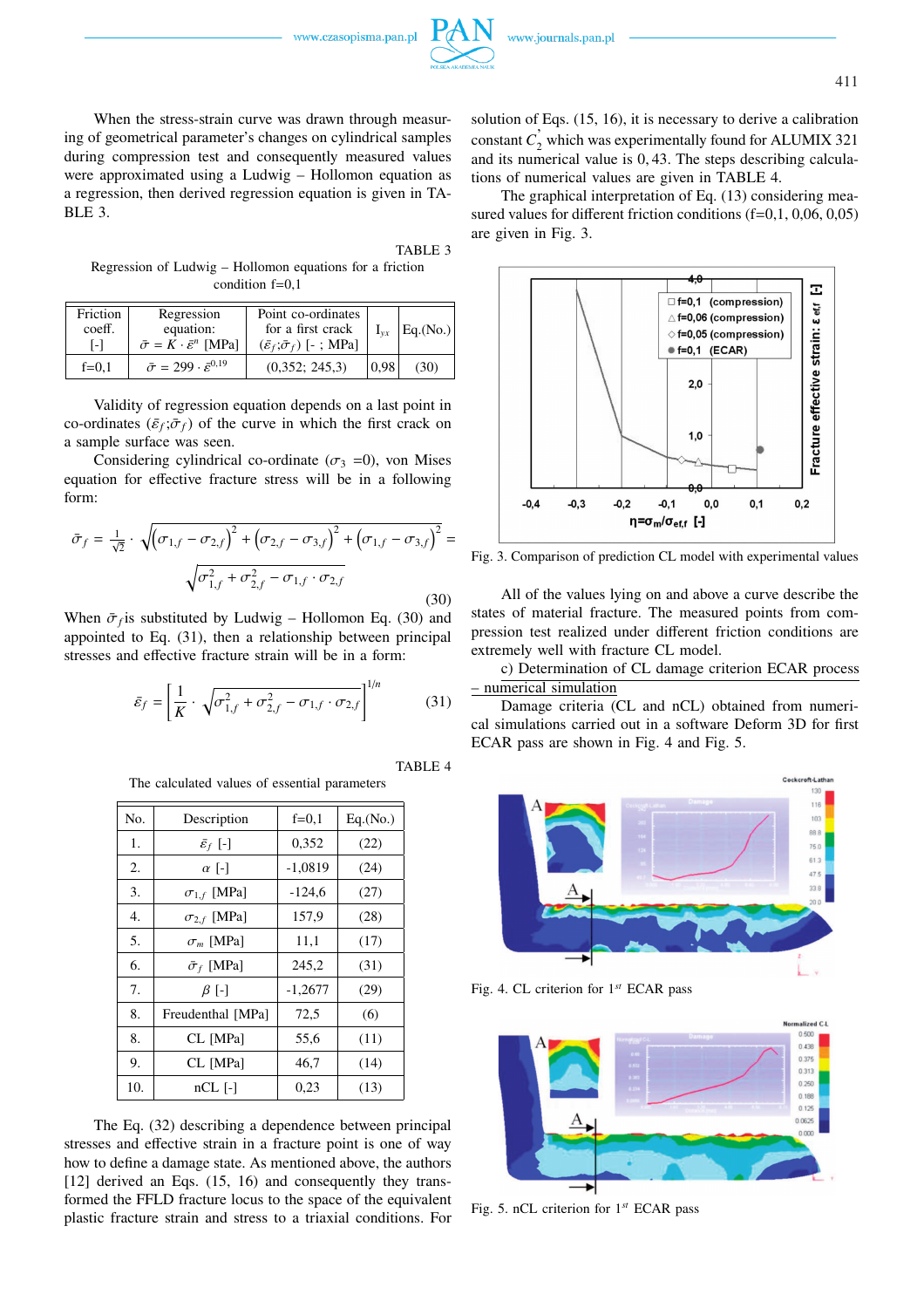When the stress-strain curve was drawn through measuring of geometrical parameter's changes on cylindrical samples during compression test and consequently measured values were approximated using a Ludwig – Hollomon equation as a regression, then derived regression equation is given in TABLE 3.

TABLE 3

Regression of Ludwig – Hollomon equations for a friction condition f=0,1

| Friction coeff. [-] | Regression equation: $\bar{\sigma} = K \cdot \bar{\varepsilon}^n$ [MPa] | Point co-ordinates for a first crack $(\bar{\varepsilon}_f; \bar{\sigma}_f)$ [- ; MPa] | $I_{yx}$ | Eq.(No.) |
|---|---|---|---|---|
| f=0,1 | $\bar{\sigma} = 299 \cdot \bar{\varepsilon}^{0.19}$ | (0,352; 245,3) | 0,98 | (30) |

Validity of regression equation depends on a last point in co-ordinates $(\bar{\varepsilon}_f;\bar{\sigma}_f)$ of the curve in which the first crack on a sample surface was seen.

Considering cylindrical co-ordinate ($\sigma_3$ =0), von Mises equation for effective fracture stress will be in a following form:

$$\bar{\sigma}_f = \frac{1}{\sqrt{2}} \cdot \sqrt{\left(\sigma_{1,f} - \sigma_{2,f}\right)^2 + \left(\sigma_{2,f} - \sigma_{3,f}\right)^2 + \left(\sigma_{1,f} - \sigma_{3,f}\right)^2} = \sqrt{\sigma_{1,f}^2 + \sigma_{2,f}^2 - \sigma_{1,f} \cdot \sigma_{2,f}} \tag{30}$$

When $\bar{\sigma}_f$ is substituted by Ludwig – Hollomon Eq. (30) and appointed to Eq. (31), then a relationship between principal stresses and effective fracture strain will be in a form:

$$\bar{\varepsilon}_f = \left[\frac{1}{K} \cdot \sqrt{\sigma_{1,f}^2 + \sigma_{2,f}^2 - \sigma_{1,f} \cdot \sigma_{2,f}}\right]^{1/n} \tag{31}$$

TABLE 4

The calculated values of essential parameters

| No. | Description | f=0,1 | Eq.(No.) |
|---|---|---|---|
| 1. | $\bar{\varepsilon}_f$ [-] | 0,352 | (22) |
| 2. | $\alpha$ [-] | -1,0819 | (24) |
| 3. | $\sigma_{1,f}$ [MPa] | -124,6 | (27) |
| 4. | $\sigma_{2,f}$ [MPa] | 157,9 | (28) |
| 5. | $\sigma_m$ [MPa] | 11,1 | (17) |
| 6. | $\bar{\sigma}_f$ [MPa] | 245,2 | (31) |
| 7. | $\beta$ [-] | -1,2677 | (29) |
| 8. | Freudenthal [MPa] | 72,5 | (6) |
| 8. | CL [MPa] | 55,6 | (11) |
| 9. | CL [MPa] | 46,7 | (14) |
| 10. | nCL [-] | 0,23 | (13) |

The Eq. (32) describing a dependence between principal stresses and effective strain in a fracture point is one of way how to define a damage state. As mentioned above, the authors [12] derived an Eqs. (15, 16) and consequently they transformed the FFLD fracture locus to the space of the equivalent plastic fracture strain and stress to a triaxial conditions. For solution of Eqs. (15, 16), it is necessary to derive a calibration constant $C_2^{'}$ which was experimentally found for ALUMIX 321 and its numerical value is 0, 43. The steps describing calculations of numerical values are given in TABLE 4.

The graphical interpretation of Eq. (13) considering measured values for different friction conditions (f=0,1, 0,06, 0,05) are given in Fig. 3.

Fig. 3. Comparison of prediction CL model with experimental values

All of the values lying on and above a curve describe the states of material fracture. The measured points from compression test realized under different friction conditions are extremely well with fracture CL model.

c) Determination of CL damage criterion ECAR process – numerical simulation

Damage criteria (CL and nCL) obtained from numerical simulations carried out in a software Deform 3D for first ECAR pass are shown in Fig. 4 and Fig. 5.

Fig. 4. CL criterion for 1st ECAR pass

Fig. 5. nCL criterion for 1st ECAR pass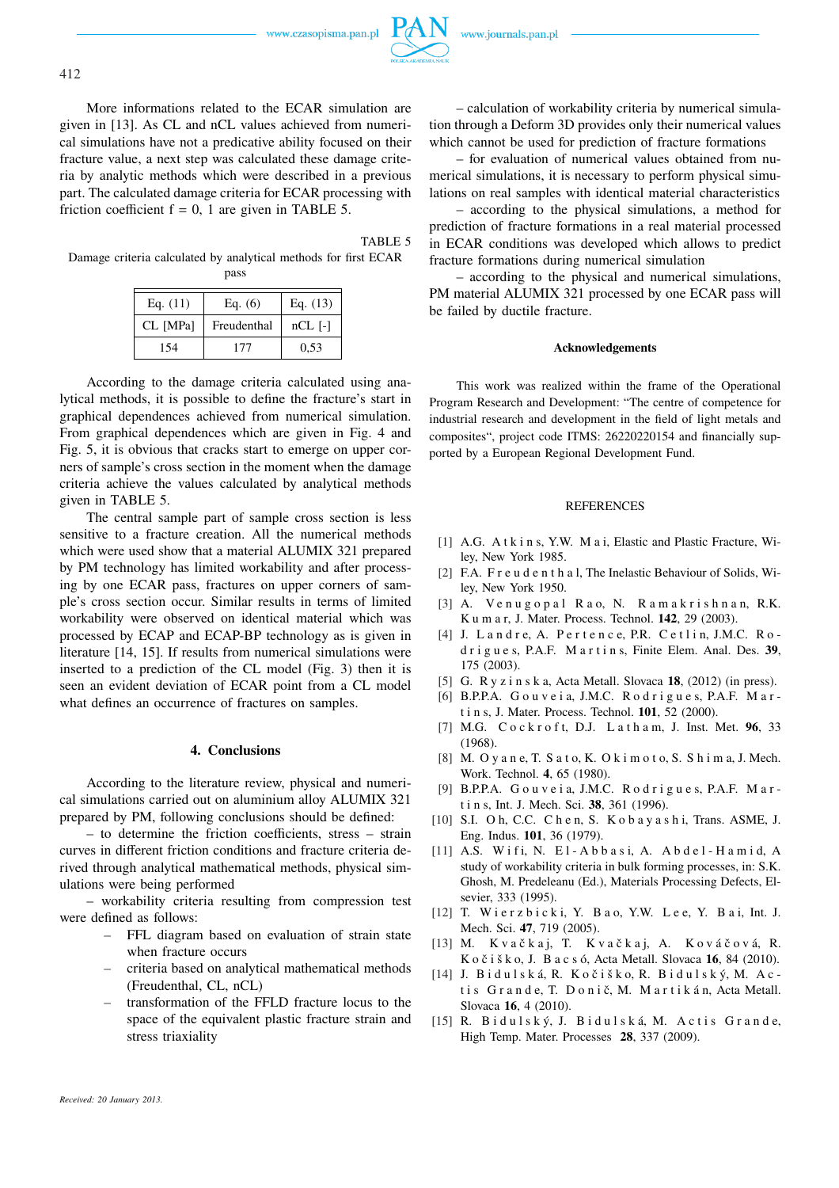More informations related to the ECAR simulation are given in [13]. As CL and nCL values achieved from numerical simulations have not a predicative ability focused on their fracture value, a next step was calculated these damage criteria by analytic methods which were described in a previous part. The calculated damage criteria for ECAR processing with friction coefficient f = 0, 1 are given in TABLE 5.

TABLE 5

Damage criteria calculated by analytical methods for first ECAR pass

| Eq. (11) | Eq. (6) | Eq. (13) |
|---|---|---|
| CL [MPa] | Freudenthal | nCL [-] |
| 154 | 177 | 0,53 |

According to the damage criteria calculated using analytical methods, it is possible to define the fracture's start in graphical dependences achieved from numerical simulation. From graphical dependences which are given in Fig. 4 and Fig. 5, it is obvious that cracks start to emerge on upper corners of sample's cross section in the moment when the damage criteria achieve the values calculated by analytical methods given in TABLE 5.

The central sample part of sample cross section is less sensitive to a fracture creation. All the numerical methods which were used show that a material ALUMIX 321 prepared by PM technology has limited workability and after processing by one ECAR pass, fractures on upper corners of sample's cross section occur. Similar results in terms of limited workability were observed on identical material which was processed by ECAP and ECAP-BP technology as is given in literature [14, 15]. If results from numerical simulations were inserted to a prediction of the CL model (Fig. 3) then it is seen an evident deviation of ECAR point from a CL model what defines an occurrence of fractures on samples.

## 4. Conclusions

According to the literature review, physical and numerical simulations carried out on aluminium alloy ALUMIX 321 prepared by PM, following conclusions should be defined:

– to determine the friction coefficients, stress – strain curves in different friction conditions and fracture criteria derived through analytical mathematical methods, physical simulations were being performed

– workability criteria resulting from compression test were defined as follows:

- FFL diagram based on evaluation of strain state when fracture occurs
- criteria based on analytical mathematical methods (Freudenthal, CL, nCL)
- transformation of the FFLD fracture locus to the space of the equivalent plastic fracture strain and stress triaxiality

– calculation of workability criteria by numerical simulation through a Deform 3D provides only their numerical values which cannot be used for prediction of fracture formations

– for evaluation of numerical values obtained from numerical simulations, it is necessary to perform physical simulations on real samples with identical material characteristics

– according to the physical simulations, a method for prediction of fracture formations in a real material processed in ECAR conditions was developed which allows to predict fracture formations during numerical simulation

– according to the physical and numerical simulations, PM material ALUMIX 321 processed by one ECAR pass will be failed by ductile fracture.

### Acknowledgements

This work was realized within the frame of the Operational Program Research and Development: "The centre of competence for industrial research and development in the field of light metals and composites", project code ITMS: 26220220154 and financially supported by a European Regional Development Fund.

### REFERENCES

[1] A.G. Atkins, Y.W. Mai, Elastic and Plastic Fracture, Wiley, New York 1985.

[2] F.A. Freudenthal, The Inelastic Behaviour of Solids, Wiley, New York 1950.

[3] A. Venugopal Rao, N. Ramakrishnan, R.K. Kumar, J. Mater. Process. Technol. **142**, 29 (2003).

[4] J. Landre, A. Pertence, P.R. Cetlin, J.M.C. Rodrigues, P.A.F. Martins, Finite Elem. Anal. Des. **39**, 175 (2003).

[5] G. Ryzinska, Acta Metall. Slovaca **18**, (2012) (in press).

[6] B.P.P.A. Gouveia, J.M.C. Rodrigues, P.A.F. Martins, J. Mater. Process. Technol. **101**, 52 (2000).

[7] M.G. Cockroft, D.J. Latham, J. Inst. Met. **96**, 33 (1968).

[8] M. Oyane, T. Sato, K. Okimoto, S. Shima, J. Mech. Work. Technol. **4**, 65 (1980).

[9] B.P.P.A. Gouveia, J.M.C. Rodrigues, P.A.F. Martins, Int. J. Mech. Sci. **38**, 361 (1996).

[10] S.I. Oh, C.C. Chen, S. Kobayashi, Trans. ASME, J. Eng. Indus. **101**, 36 (1979).

[11] A.S. Wifi, N. El-Abbasi, A. Abdel-Hamid, A study of workability criteria in bulk forming processes, in: S.K. Ghosh, M. Predeleanu (Ed.), Materials Processing Defects, Elsevier, 333 (1995).

[12] T. Wierzbicki, Y. Bao, Y.W. Lee, Y. Bai, Int. J. Mech. Sci. **47**, 719 (2005).

[13] M. Kvačkaj, T. Kvačkaj, A. Kováčová, R. Kočiško, J. Bacsó, Acta Metall. Slovaca **16**, 84 (2010).

[14] J. Bidulská, R. Kočiško, R. Bidulský, M. Actis Grande, T. Donič, M. Martikán, Acta Metall. Slovaca **16**, 4 (2010).

[15] R. Bidulský, J. Bidulská, M. Actis Grande, High Temp. Mater. Processes **28**, 337 (2009).

*Received: 20 January 2013.*